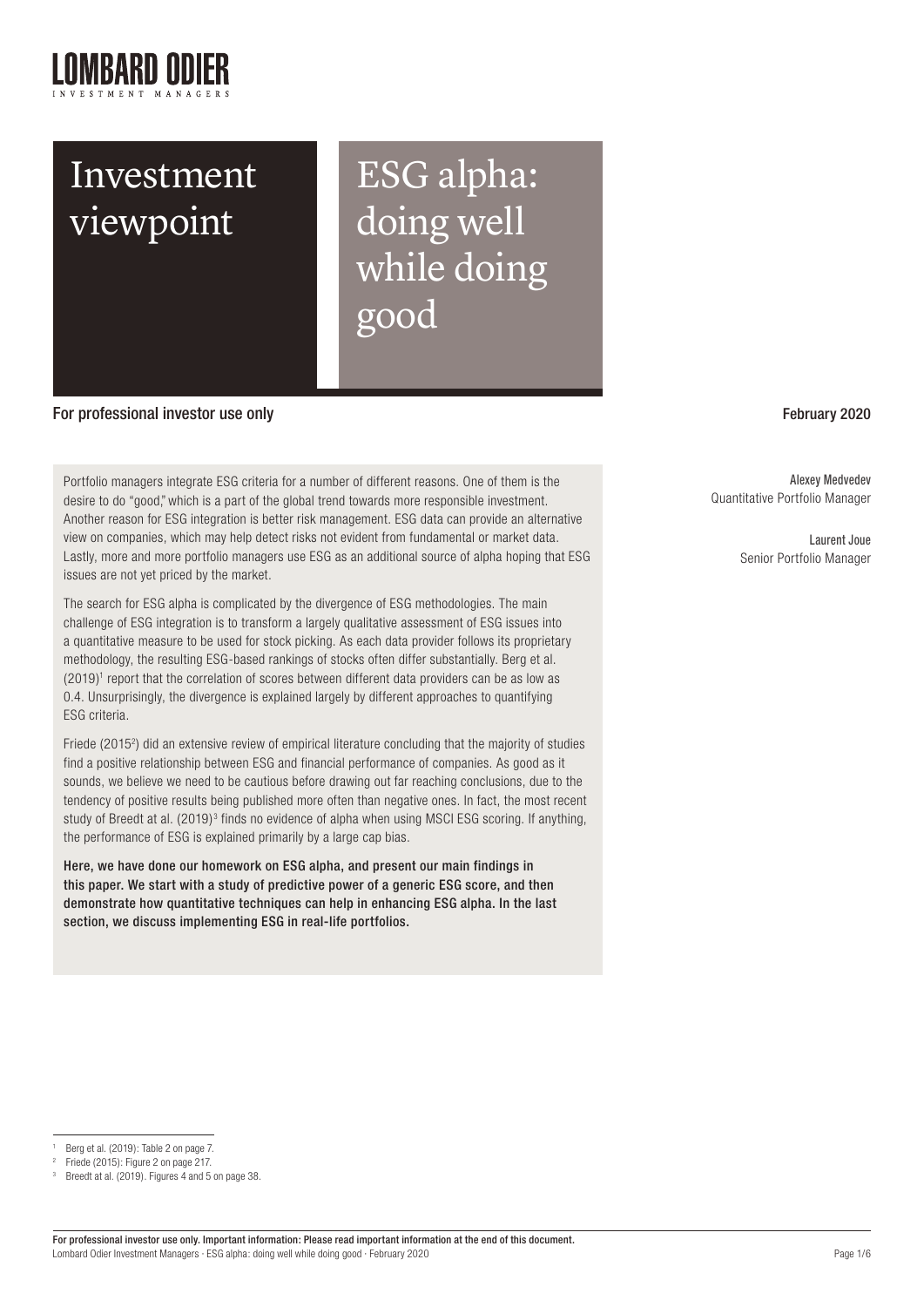LOMBARD ODIER
INVESTMENT MANAGERS

# Investment viewpoint

# ESG alpha: doing well while doing good

For professional investor use only

February 2020

Alexey Medvedev
Quantitative Portfolio Manager

Laurent Joue
Senior Portfolio Manager

Portfolio managers integrate ESG criteria for a number of different reasons. One of them is the desire to do "good," which is a part of the global trend towards more responsible investment. Another reason for ESG integration is better risk management. ESG data can provide an alternative view on companies, which may help detect risks not evident from fundamental or market data. Lastly, more and more portfolio managers use ESG as an additional source of alpha hoping that ESG issues are not yet priced by the market.

The search for ESG alpha is complicated by the divergence of ESG methodologies. The main challenge of ESG integration is to transform a largely qualitative assessment of ESG issues into a quantitative measure to be used for stock picking. As each data provider follows its proprietary methodology, the resulting ESG-based rankings of stocks often differ substantially. Berg et al. (2019)[1] report that the correlation of scores between different data providers can be as low as 0.4. Unsurprisingly, the divergence is explained largely by different approaches to quantifying ESG criteria.

Friede (2015[2]) did an extensive review of empirical literature concluding that the majority of studies find a positive relationship between ESG and financial performance of companies. As good as it sounds, we believe we need to be cautious before drawing out far reaching conclusions, due to the tendency of positive results being published more often than negative ones. In fact, the most recent study of Breedt at al. (2019)[3] finds no evidence of alpha when using MSCI ESG scoring. If anything, the performance of ESG is explained primarily by a large cap bias.

**Here, we have done our homework on ESG alpha, and present our main findings in this paper. We start with a study of predictive power of a generic ESG score, and then demonstrate how quantitative techniques can help in enhancing ESG alpha. In the last section, we discuss implementing ESG in real-life portfolios.**

---

[1] Berg et al. (2019): Table 2 on page 7.
[2] Friede (2015): Figure 2 on page 217.
[3] Breedt at al. (2019). Figures 4 and 5 on page 38.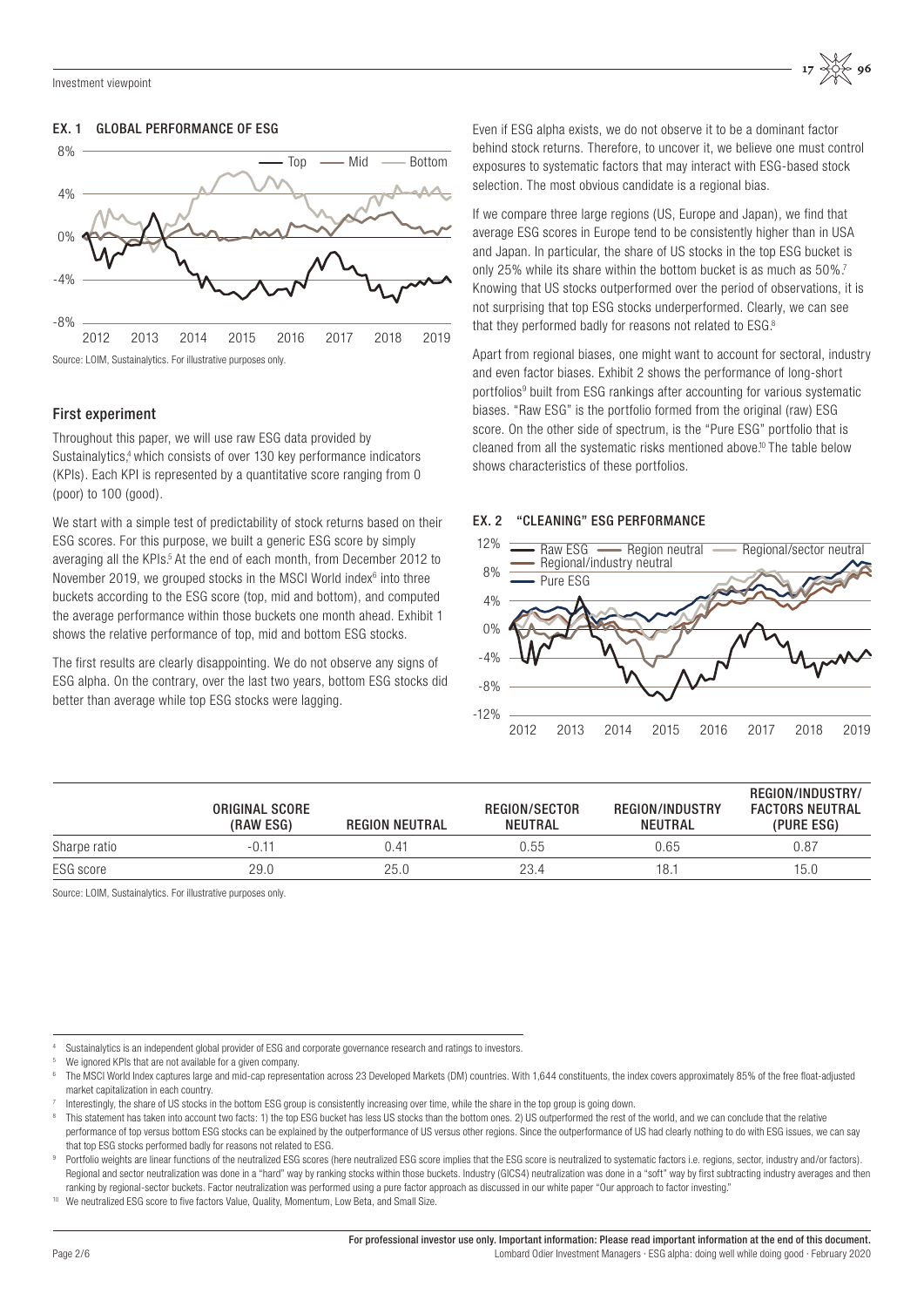### EX. 1 GLOBAL PERFORMANCE OF ESG

Source: LOIM, Sustainalytics. For illustrative purposes only.

## First experiment

Throughout this paper, we will use raw ESG data provided by Sustainalytics,[4] which consists of over 130 key performance indicators (KPIs). Each KPI is represented by a quantitative score ranging from 0 (poor) to 100 (good).

We start with a simple test of predictability of stock returns based on their ESG scores. For this purpose, we built a generic ESG score by simply averaging all the KPIs.[5] At the end of each month, from December 2012 to November 2019, we grouped stocks in the MSCI World index[6] into three buckets according to the ESG score (top, mid and bottom), and computed the average performance within those buckets one month ahead. Exhibit 1 shows the relative performance of top, mid and bottom ESG stocks.

The first results are clearly disappointing. We do not observe any signs of ESG alpha. On the contrary, over the last two years, bottom ESG stocks did better than average while top ESG stocks were lagging.

Even if ESG alpha exists, we do not observe it to be a dominant factor behind stock returns. Therefore, to uncover it, we believe one must control exposures to systematic factors that may interact with ESG-based stock selection. The most obvious candidate is a regional bias.

If we compare three large regions (US, Europe and Japan), we find that average ESG scores in Europe tend to be consistently higher than in USA and Japan. In particular, the share of US stocks in the top ESG bucket is only 25% while its share within the bottom bucket is as much as 50%.[7] Knowing that US stocks outperformed over the period of observations, it is not surprising that top ESG stocks underperformed. Clearly, we can see that they performed badly for reasons not related to ESG.[8]

Apart from regional biases, one might want to account for sectoral, industry and even factor biases. Exhibit 2 shows the performance of long-short portfolios[9] built from ESG rankings after accounting for various systematic biases. "Raw ESG" is the portfolio formed from the original (raw) ESG score. On the other side of spectrum, is the "Pure ESG" portfolio that is cleaned from all the systematic risks mentioned above.[10] The table below shows characteristics of these portfolios.

### EX. 2 "CLEANING" ESG PERFORMANCE

| | ORIGINAL SCORE (RAW ESG) | REGION NEUTRAL | REGION/SECTOR NEUTRAL | REGION/INDUSTRY NEUTRAL | REGION/INDUSTRY/ FACTORS NEUTRAL (PURE ESG) |
|---|---|---|---|---|---|
| Sharpe ratio | -0.11 | 0.41 | 0.55 | 0.65 | 0.87 |
| ESG score | 29.0 | 25.0 | 23.4 | 18.1 | 15.0 |

Source: LOIM, Sustainalytics. For illustrative purposes only.

---

[4] Sustainalytics is an independent global provider of ESG and corporate governance research and ratings to investors.

[5] We ignored KPIs that are not available for a given company.

[6] The MSCI World Index captures large and mid-cap representation across 23 Developed Markets (DM) countries. With 1,644 constituents, the index covers approximately 85% of the free float-adjusted market capitalization in each country.

[7] Interestingly, the share of US stocks in the bottom ESG group is consistently increasing over time, while the share in the top group is going down.

[8] This statement has taken into account two facts: 1) the top ESG bucket has less US stocks than the bottom ones. 2) US outperformed the rest of the world, and we can conclude that the relative performance of top versus bottom ESG stocks can be explained by the outperformance of US versus other regions. Since the outperformance of US had clearly nothing to do with ESG issues, we can say that top ESG stocks performed badly for reasons not related to ESG.

[9] Portfolio weights are linear functions of the neutralized ESG scores (here neutralized ESG score implies that the ESG score is neutralized to systematic factors i.e. regions, sector, industry and/or factors). Regional and sector neutralization was done in a "hard" way by ranking stocks within those buckets. Industry (GICS4) neutralization was done in a "soft" way by first subtracting industry averages and then ranking by regional-sector buckets. Factor neutralization was performed using a pure factor approach as discussed in our white paper "Our approach to factor investing."

[10] We neutralized ESG score to five factors Value, Quality, Momentum, Low Beta, and Small Size.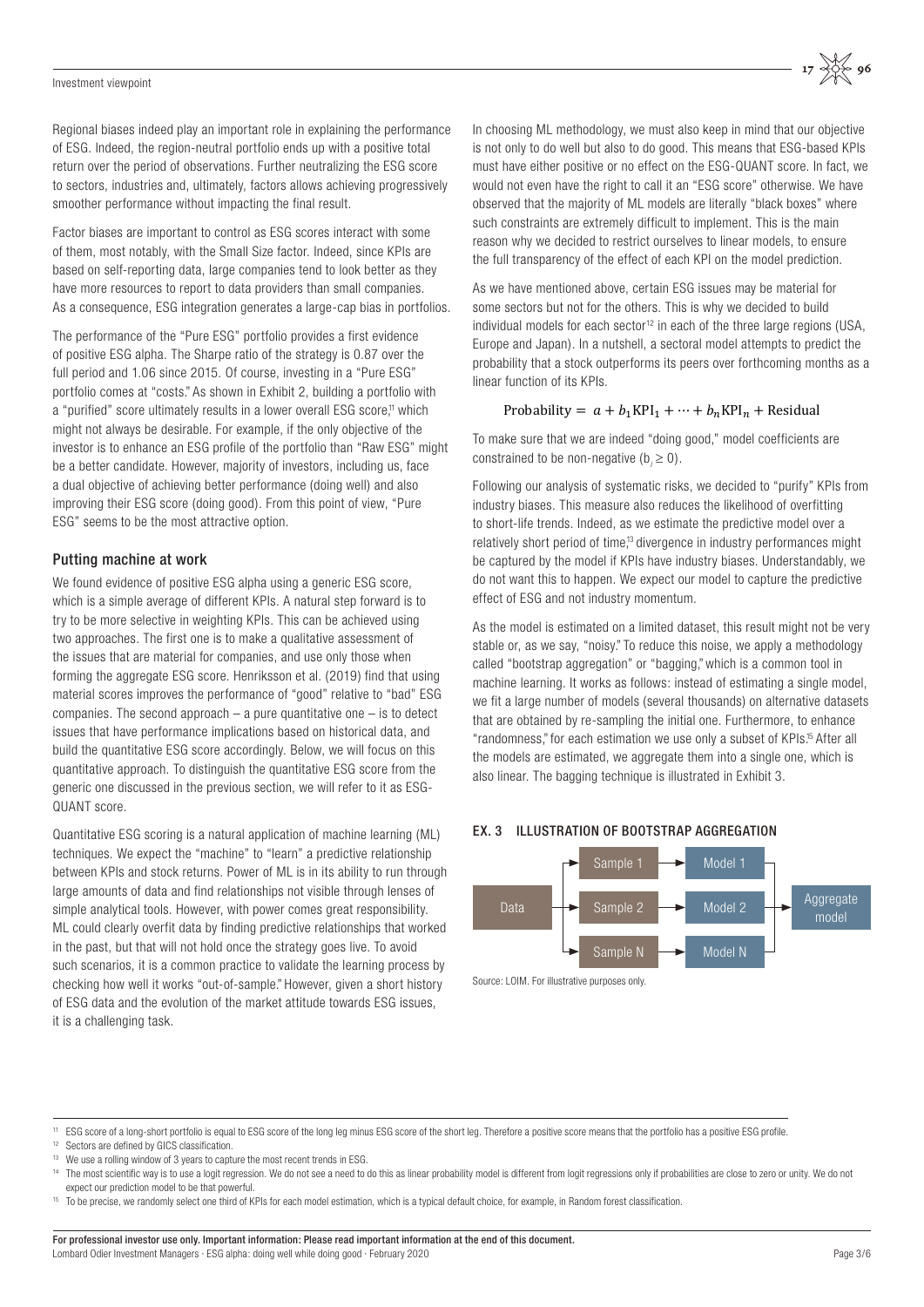Regional biases indeed play an important role in explaining the performance of ESG. Indeed, the region-neutral portfolio ends up with a positive total return over the period of observations. Further neutralizing the ESG score to sectors, industries and, ultimately, factors allows achieving progressively smoother performance without impacting the final result.

Factor biases are important to control as ESG scores interact with some of them, most notably, with the Small Size factor. Indeed, since KPIs are based on self-reporting data, large companies tend to look better as they have more resources to report to data providers than small companies. As a consequence, ESG integration generates a large-cap bias in portfolios.

The performance of the "Pure ESG" portfolio provides a first evidence of positive ESG alpha. The Sharpe ratio of the strategy is 0.87 over the full period and 1.06 since 2015. Of course, investing in a "Pure ESG" portfolio comes at "costs." As shown in Exhibit 2, building a portfolio with a "purified" score ultimately results in a lower overall ESG score,[11] which might not always be desirable. For example, if the only objective of the investor is to enhance an ESG profile of the portfolio than "Raw ESG" might be a better candidate. However, majority of investors, including us, face a dual objective of achieving better performance (doing well) and also improving their ESG score (doing good). From this point of view, "Pure ESG" seems to be the most attractive option.

## Putting machine at work

We found evidence of positive ESG alpha using a generic ESG score, which is a simple average of different KPIs. A natural step forward is to try to be more selective in weighting KPIs. This can be achieved using two approaches. The first one is to make a qualitative assessment of the issues that are material for companies, and use only those when forming the aggregate ESG score. Henriksson et al. (2019) find that using material scores improves the performance of "good" relative to "bad" ESG companies. The second approach – a pure quantitative one – is to detect issues that have performance implications based on historical data, and build the quantitative ESG score accordingly. Below, we will focus on this quantitative approach. To distinguish the quantitative ESG score from the generic one discussed in the previous section, we will refer to it as ESG-QUANT score.

Quantitative ESG scoring is a natural application of machine learning (ML) techniques. We expect the "machine" to "learn" a predictive relationship between KPIs and stock returns. Power of ML is in its ability to run through large amounts of data and find relationships not visible through lenses of simple analytical tools. However, with power comes great responsibility. ML could clearly overfit data by finding predictive relationships that worked in the past, but that will not hold once the strategy goes live. To avoid such scenarios, it is a common practice to validate the learning process by checking how well it works "out-of-sample." However, given a short history of ESG data and the evolution of the market attitude towards ESG issues, it is a challenging task.

In choosing ML methodology, we must also keep in mind that our objective is not only to do well but also to do good. This means that ESG-based KPIs must have either positive or no effect on the ESG-QUANT score. In fact, we would not even have the right to call it an "ESG score" otherwise. We have observed that the majority of ML models are literally "black boxes" where such constraints are extremely difficult to implement. This is the main reason why we decided to restrict ourselves to linear models, to ensure the full transparency of the effect of each KPI on the model prediction.

As we have mentioned above, certain ESG issues may be material for some sectors but not for the others. This is why we decided to build individual models for each sector[12] in each of the three large regions (USA, Europe and Japan). In a nutshell, a sectoral model attempts to predict the probability that a stock outperforms its peers over forthcoming months as a linear function of its KPIs.

$$\text{Probability} = a + b_1\text{KPI}_1 + \cdots + b_n\text{KPI}_n + \text{Residual}$$

To make sure that we are indeed "doing good," model coefficients are constrained to be non-negative ($b_i \geq 0$).

Following our analysis of systematic risks, we decided to "purify" KPIs from industry biases. This measure also reduces the likelihood of overfitting to short-life trends. Indeed, as we estimate the predictive model over a relatively short period of time,[13] divergence in industry performances might be captured by the model if KPIs have industry biases. Understandably, we do not want this to happen. We expect our model to capture the predictive effect of ESG and not industry momentum.

As the model is estimated on a limited dataset, this result might not be very stable or, as we say, "noisy." To reduce this noise, we apply a methodology called "bootstrap aggregation" or "bagging," which is a common tool in machine learning. It works as follows: instead of estimating a single model, we fit a large number of models (several thousands) on alternative datasets that are obtained by re-sampling the initial one. Furthermore, to enhance "randomness," for each estimation we use only a subset of KPIs.[15] After all the models are estimated, we aggregate them into a single one, which is also linear. The bagging technique is illustrated in Exhibit 3.

### EX. 3 ILLUSTRATION OF BOOTSTRAP AGGREGATION

Data → Sample 1 → Model 1; Data → Sample 2 → Model 2; Data → Sample N → Model N; Models → Aggregate model

Source: LOIM. For illustrative purposes only.

---

[11] ESG score of a long-short portfolio is equal to ESG score of the long leg minus ESG score of the short leg. Therefore a positive score means that the portfolio has a positive ESG profile.

[12] Sectors are defined by GICS classification.

[13] We use a rolling window of 3 years to capture the most recent trends in ESG.

[14] The most scientific way is to use a logit regression. We do not see a need to do this as linear probability model is different from logit regressions only if probabilities are close to zero or unity. We do not expect our prediction model to be that powerful.

[15] To be precise, we randomly select one third of KPIs for each model estimation, which is a typical default choice, for example, in Random forest classification.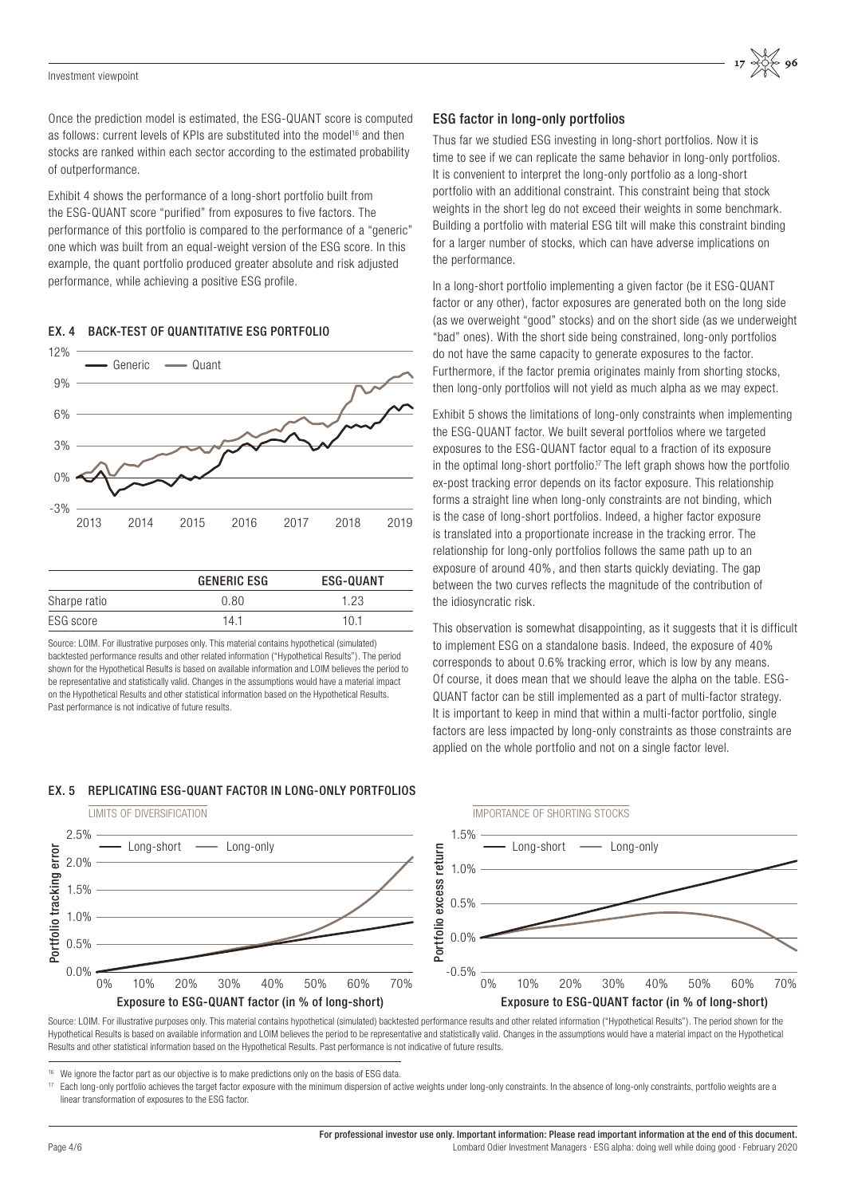Once the prediction model is estimated, the ESG-QUANT score is computed as follows: current levels of KPIs are substituted into the model[16] and then stocks are ranked within each sector according to the estimated probability of outperformance.

Exhibit 4 shows the performance of a long-short portfolio built from the ESG-QUANT score "purified" from exposures to five factors. The performance of this portfolio is compared to the performance of a "generic" one which was built from an equal-weight version of the ESG score. In this example, the quant portfolio produced greater absolute and risk adjusted performance, while achieving a positive ESG profile.

### EX. 4 BACK-TEST OF QUANTITATIVE ESG PORTFOLIO

| | GENERIC ESG | ESG-QUANT |
|---|---|---|
| Sharpe ratio | 0.80 | 1.23 |
| ESG score | 14.1 | 10.1 |

Source: LOIM. For illustrative purposes only. This material contains hypothetical (simulated) backtested performance results and other related information ("Hypothetical Results"). The period shown for the Hypothetical Results is based on available information and LOIM believes the period to be representative and statistically valid. Changes in the assumptions would have a material impact on the Hypothetical Results and other statistical information based on the Hypothetical Results. Past performance is not indicative of future results.

## ESG factor in long-only portfolios

Thus far we studied ESG investing in long-short portfolios. Now it is time to see if we can replicate the same behavior in long-only portfolios. It is convenient to interpret the long-only portfolio as a long-short portfolio with an additional constraint. This constraint being that stock weights in the short leg do not exceed their weights in some benchmark. Building a portfolio with material ESG tilt will make this constraint binding for a larger number of stocks, which can have adverse implications on the performance.

In a long-short portfolio implementing a given factor (be it ESG-QUANT factor or any other), factor exposures are generated both on the long side (as we overweight "good" stocks) and on the short side (as we underweight "bad" ones). With the short side being constrained, long-only portfolios do not have the same capacity to generate exposures to the factor. Furthermore, if the factor premia originates mainly from shorting stocks, then long-only portfolios will not yield as much alpha as we may expect.

Exhibit 5 shows the limitations of long-only constraints when implementing the ESG-QUANT factor. We built several portfolios where we targeted exposures to the ESG-QUANT factor equal to a fraction of its exposure in the optimal long-short portfolio.[17] The left graph shows how the portfolio ex-post tracking error depends on its factor exposure. This relationship forms a straight line when long-only constraints are not binding, which is the case of long-short portfolios. Indeed, a higher factor exposure is translated into a proportionate increase in the tracking error. The relationship for long-only portfolios follows the same path up to an exposure of around 40%, and then starts quickly deviating. The gap between the two curves reflects the magnitude of the contribution of the idiosyncratic risk.

This observation is somewhat disappointing, as it suggests that it is difficult to implement ESG on a standalone basis. Indeed, the exposure of 40% corresponds to about 0.6% tracking error, which is low by any means. Of course, it does mean that we should leave the alpha on the table. ESG-QUANT factor can be still implemented as a part of multi-factor strategy. It is important to keep in mind that within a multi-factor portfolio, single factors are less impacted by long-only constraints as those constraints are applied on the whole portfolio and not on a single factor level.

### EX. 5 REPLICATING ESG-QUANT FACTOR IN LONG-ONLY PORTFOLIOS

Source: LOIM. For illustrative purposes only. This material contains hypothetical (simulated) backtested performance results and other related information ("Hypothetical Results"). The period shown for the Hypothetical Results is based on available information and LOIM believes the period to be representative and statistically valid. Changes in the assumptions would have a material impact on the Hypothetical Results and other statistical information based on the Hypothetical Results. Past performance is not indicative of future results.

[16] We ignore the factor part as our objective is to make predictions only on the basis of ESG data.

[17] Each long-only portfolio achieves the target factor exposure with the minimum dispersion of active weights under long-only constraints. In the absence of long-only constraints, portfolio weights are a linear transformation of exposures to the ESG factor.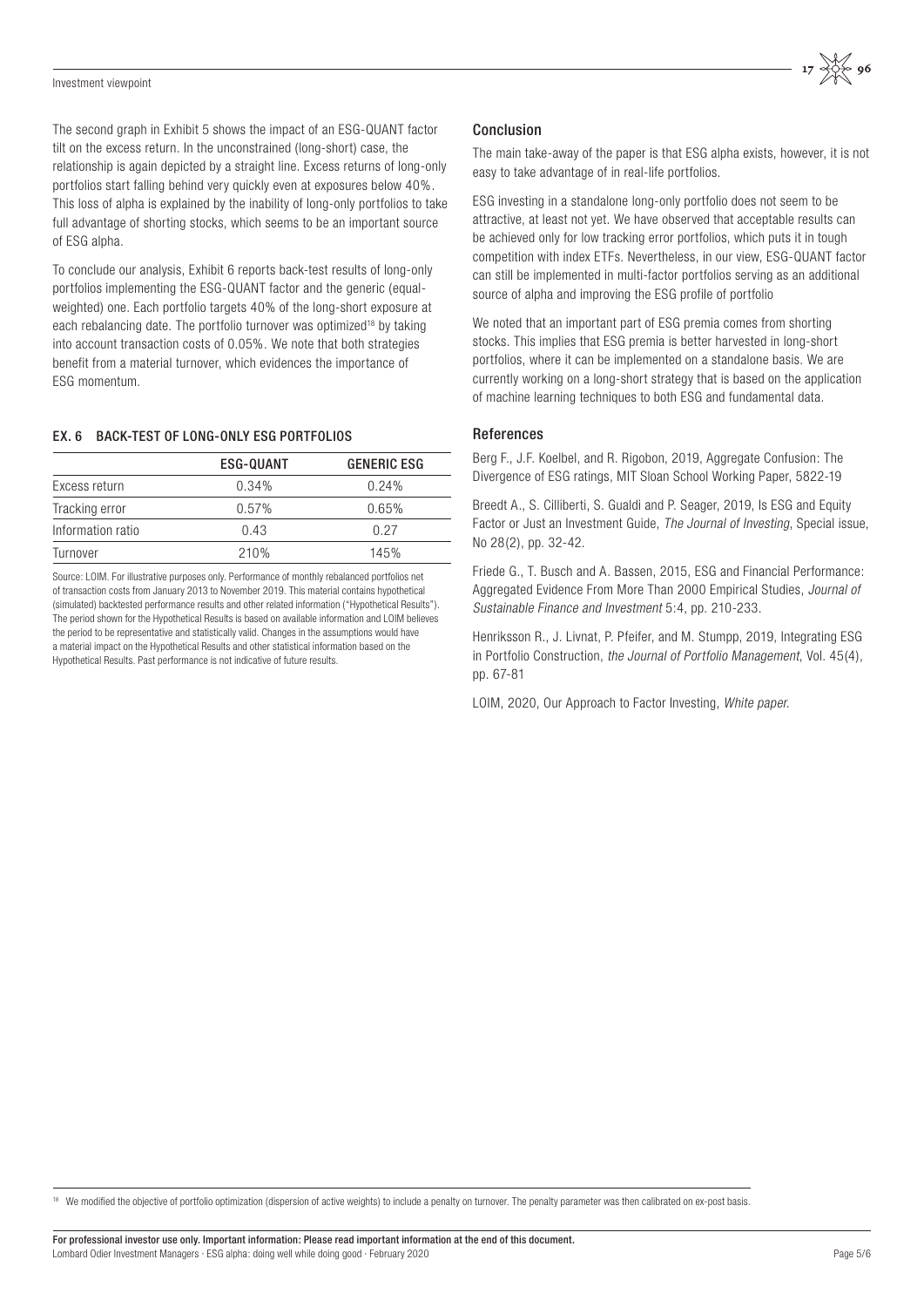The second graph in Exhibit 5 shows the impact of an ESG-QUANT factor tilt on the excess return. In the unconstrained (long-short) case, the relationship is again depicted by a straight line. Excess returns of long-only portfolios start falling behind very quickly even at exposures below 40%. This loss of alpha is explained by the inability of long-only portfolios to take full advantage of shorting stocks, which seems to be an important source of ESG alpha.

To conclude our analysis, Exhibit 6 reports back-test results of long-only portfolios implementing the ESG-QUANT factor and the generic (equal-weighted) one. Each portfolio targets 40% of the long-short exposure at each rebalancing date. The portfolio turnover was optimized[18] by taking into account transaction costs of 0.05%. We note that both strategies benefit from a material turnover, which evidences the importance of ESG momentum.

#### EX. 6 BACK-TEST OF LONG-ONLY ESG PORTFOLIOS

| | ESG-QUANT | GENERIC ESG |
|---|---|---|
| Excess return | 0.34% | 0.24% |
| Tracking error | 0.57% | 0.65% |
| Information ratio | 0.43 | 0.27 |
| Turnover | 210% | 145% |

Source: LOIM. For illustrative purposes only. Performance of monthly rebalanced portfolios net of transaction costs from January 2013 to November 2019. This material contains hypothetical (simulated) backtested performance results and other related information ("Hypothetical Results"). The period shown for the Hypothetical Results is based on available information and LOIM believes the period to be representative and statistically valid. Changes in the assumptions would have a material impact on the Hypothetical Results and other statistical information based on the Hypothetical Results. Past performance is not indicative of future results.

## Conclusion

The main take-away of the paper is that ESG alpha exists, however, it is not easy to take advantage of in real-life portfolios.

ESG investing in a standalone long-only portfolio does not seem to be attractive, at least not yet. We have observed that acceptable results can be achieved only for low tracking error portfolios, which puts it in tough competition with index ETFs. Nevertheless, in our view, ESG-QUANT factor can still be implemented in multi-factor portfolios serving as an additional source of alpha and improving the ESG profile of portfolio

We noted that an important part of ESG premia comes from shorting stocks. This implies that ESG premia is better harvested in long-short portfolios, where it can be implemented on a standalone basis. We are currently working on a long-short strategy that is based on the application of machine learning techniques to both ESG and fundamental data.

## References

Berg F., J.F. Koelbel, and R. Rigobon, 2019, Aggregate Confusion: The Divergence of ESG ratings, MIT Sloan School Working Paper, 5822-19

Breedt A., S. Cilliberti, S. Gualdi and P. Seager, 2019, Is ESG and Equity Factor or Just an Investment Guide, *The Journal of Investing*, Special issue, No 28(2), pp. 32-42.

Friede G., T. Busch and A. Bassen, 2015, ESG and Financial Performance: Aggregated Evidence From More Than 2000 Empirical Studies, *Journal of Sustainable Finance and Investment* 5:4, pp. 210-233.

Henriksson R., J. Livnat, P. Pfeifer, and M. Stumpp, 2019, Integrating ESG in Portfolio Construction, *the Journal of Portfolio Management*, Vol. 45(4), pp. 67-81

LOIM, 2020, Our Approach to Factor Investing, *White paper.*

[18] We modified the objective of portfolio optimization (dispersion of active weights) to include a penalty on turnover. The penalty parameter was then calibrated on ex-post basis.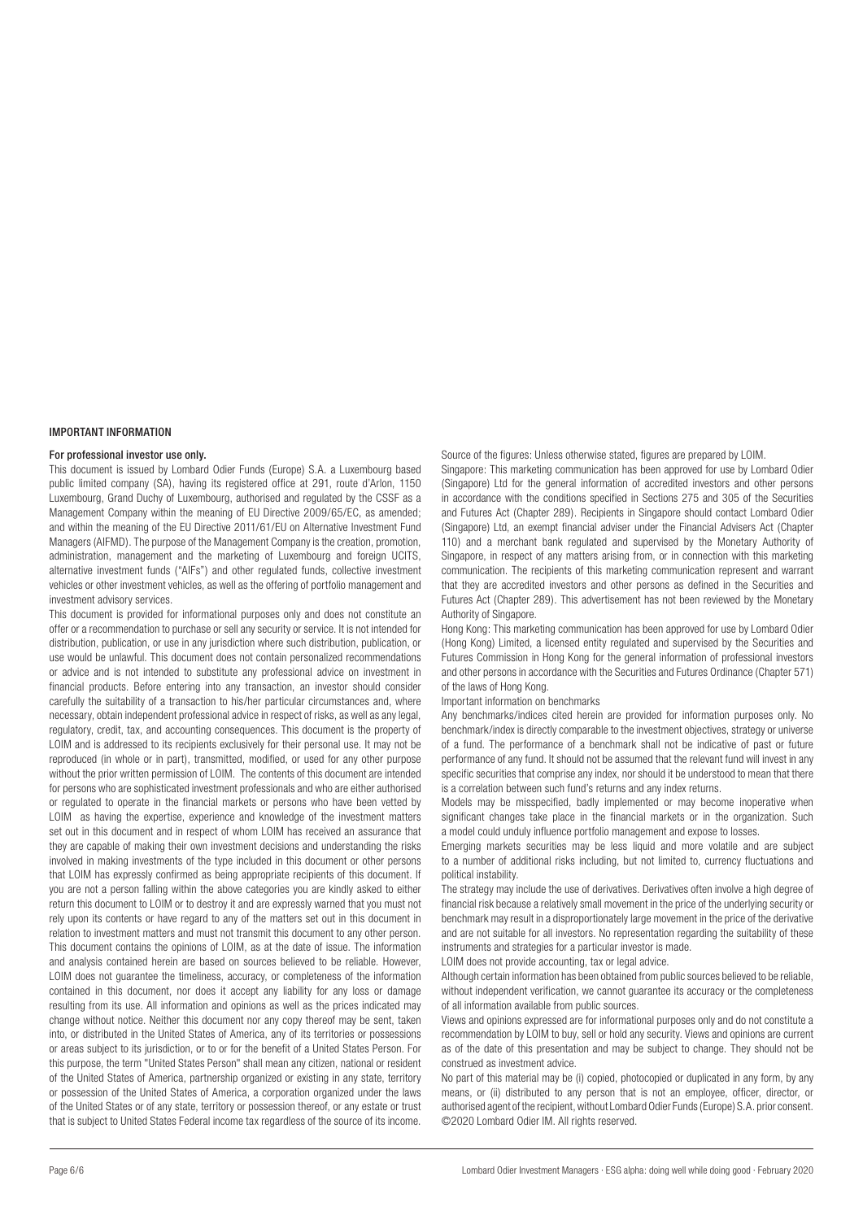## IMPORTANT INFORMATION

**For professional investor use only.**

This document is issued by Lombard Odier Funds (Europe) S.A. a Luxembourg based public limited company (SA), having its registered office at 291, route d'Arlon, 1150 Luxembourg, Grand Duchy of Luxembourg, authorised and regulated by the CSSF as a Management Company within the meaning of EU Directive 2009/65/EC, as amended; and within the meaning of the EU Directive 2011/61/EU on Alternative Investment Fund Managers (AIFMD). The purpose of the Management Company is the creation, promotion, administration, management and the marketing of Luxembourg and foreign UCITS, alternative investment funds ("AIFs") and other regulated funds, collective investment vehicles or other investment vehicles, as well as the offering of portfolio management and investment advisory services.

This document is provided for informational purposes only and does not constitute an offer or a recommendation to purchase or sell any security or service. It is not intended for distribution, publication, or use in any jurisdiction where such distribution, publication, or use would be unlawful. This document does not contain personalized recommendations or advice and is not intended to substitute any professional advice on investment in financial products. Before entering into any transaction, an investor should consider carefully the suitability of a transaction to his/her particular circumstances and, where necessary, obtain independent professional advice in respect of risks, as well as any legal, regulatory, credit, tax, and accounting consequences. This document is the property of LOIM and is addressed to its recipients exclusively for their personal use. It may not be reproduced (in whole or in part), transmitted, modified, or used for any other purpose without the prior written permission of LOIM. The contents of this document are intended for persons who are sophisticated investment professionals and who are either authorised or regulated to operate in the financial markets or persons who have been vetted by LOIM as having the expertise, experience and knowledge of the investment matters set out in this document and in respect of whom LOIM has received an assurance that they are capable of making their own investment decisions and understanding the risks involved in making investments of the type included in this document or other persons that LOIM has expressly confirmed as being appropriate recipients of this document. If you are not a person falling within the above categories you are kindly asked to either return this document to LOIM or to destroy it and are expressly warned that you must not rely upon its contents or have regard to any of the matters set out in this document in relation to investment matters and must not transmit this document to any other person. This document contains the opinions of LOIM, as at the date of issue. The information and analysis contained herein are based on sources believed to be reliable. However, LOIM does not guarantee the timeliness, accuracy, or completeness of the information contained in this document, nor does it accept any liability for any loss or damage resulting from its use. All information and opinions as well as the prices indicated may change without notice. Neither this document nor any copy thereof may be sent, taken into, or distributed in the United States of America, any of its territories or possessions or areas subject to its jurisdiction, or to or for the benefit of a United States Person. For this purpose, the term "United States Person" shall mean any citizen, national or resident of the United States of America, partnership organized or existing in any state, territory or possession of the United States of America, a corporation organized under the laws of the United States or of any state, territory or possession thereof, or any estate or trust that is subject to United States Federal income tax regardless of the source of its income.

Source of the figures: Unless otherwise stated, figures are prepared by LOIM.

Singapore: This marketing communication has been approved for use by Lombard Odier (Singapore) Ltd for the general information of accredited investors and other persons in accordance with the conditions specified in Sections 275 and 305 of the Securities and Futures Act (Chapter 289). Recipients in Singapore should contact Lombard Odier (Singapore) Ltd, an exempt financial adviser under the Financial Advisers Act (Chapter 110) and a merchant bank regulated and supervised by the Monetary Authority of Singapore, in respect of any matters arising from, or in connection with this marketing communication. The recipients of this marketing communication represent and warrant that they are accredited investors and other persons as defined in the Securities and Futures Act (Chapter 289). This advertisement has not been reviewed by the Monetary Authority of Singapore.

Hong Kong: This marketing communication has been approved for use by Lombard Odier (Hong Kong) Limited, a licensed entity regulated and supervised by the Securities and Futures Commission in Hong Kong for the general information of professional investors and other persons in accordance with the Securities and Futures Ordinance (Chapter 571) of the laws of Hong Kong.

Important information on benchmarks

Any benchmarks/indices cited herein are provided for information purposes only. No benchmark/index is directly comparable to the investment objectives, strategy or universe of a fund. The performance of a benchmark shall not be indicative of past or future performance of any fund. It should not be assumed that the relevant fund will invest in any specific securities that comprise any index, nor should it be understood to mean that there is a correlation between such fund's returns and any index returns.

Models may be misspecified, badly implemented or may become inoperative when significant changes take place in the financial markets or in the organization. Such a model could unduly influence portfolio management and expose to losses.

Emerging markets securities may be less liquid and more volatile and are subject to a number of additional risks including, but not limited to, currency fluctuations and political instability.

The strategy may include the use of derivatives. Derivatives often involve a high degree of financial risk because a relatively small movement in the price of the underlying security or benchmark may result in a disproportionately large movement in the price of the derivative and are not suitable for all investors. No representation regarding the suitability of these instruments and strategies for a particular investor is made.

LOIM does not provide accounting, tax or legal advice.

Although certain information has been obtained from public sources believed to be reliable, without independent verification, we cannot guarantee its accuracy or the completeness of all information available from public sources.

Views and opinions expressed are for informational purposes only and do not constitute a recommendation by LOIM to buy, sell or hold any security. Views and opinions are current as of the date of this presentation and may be subject to change. They should not be construed as investment advice.

No part of this material may be (i) copied, photocopied or duplicated in any form, by any means, or (ii) distributed to any person that is not an employee, officer, director, or authorised agent of the recipient, without Lombard Odier Funds (Europe) S.A. prior consent. ©2020 Lombard Odier IM. All rights reserved.